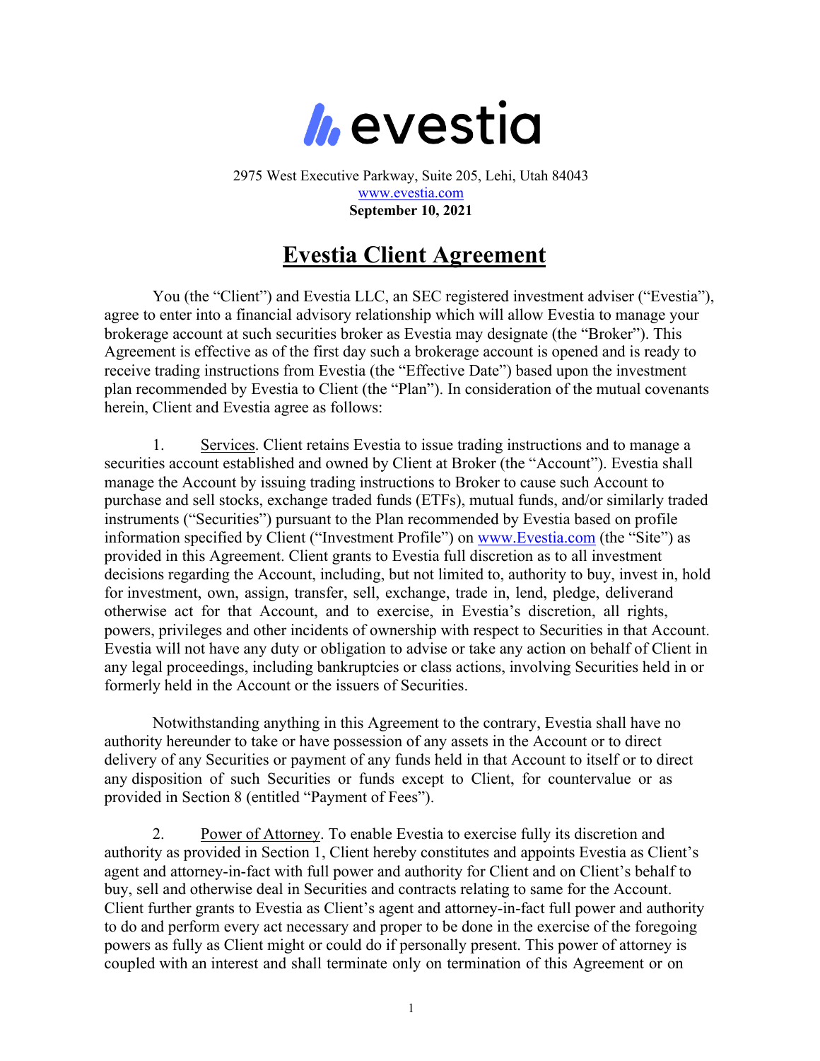evestia

2975 West Executive Parkway, Suite 205, Lehi, Utah 84043
www.evestia.com
**September 10, 2021**

# Evestia Client Agreement

You (the "Client") and Evestia LLC, an SEC registered investment adviser ("Evestia"), agree to enter into a financial advisory relationship which will allow Evestia to manage your brokerage account at such securities broker as Evestia may designate (the "Broker"). This Agreement is effective as of the first day such a brokerage account is opened and is ready to receive trading instructions from Evestia (the "Effective Date") based upon the investment plan recommended by Evestia to Client (the "Plan"). In consideration of the mutual covenants herein, Client and Evestia agree as follows:

1. Services. Client retains Evestia to issue trading instructions and to manage a securities account established and owned by Client at Broker (the "Account"). Evestia shall manage the Account by issuing trading instructions to Broker to cause such Account to purchase and sell stocks, exchange traded funds (ETFs), mutual funds, and/or similarly traded instruments ("Securities") pursuant to the Plan recommended by Evestia based on profile information specified by Client ("Investment Profile") on www.Evestia.com (the "Site") as provided in this Agreement. Client grants to Evestia full discretion as to all investment decisions regarding the Account, including, but not limited to, authority to buy, invest in, hold for investment, own, assign, transfer, sell, exchange, trade in, lend, pledge, deliverand otherwise act for that Account, and to exercise, in Evestia's discretion, all rights, powers, privileges and other incidents of ownership with respect to Securities in that Account. Evestia will not have any duty or obligation to advise or take any action on behalf of Client in any legal proceedings, including bankruptcies or class actions, involving Securities held in or formerly held in the Account or the issuers of Securities.

Notwithstanding anything in this Agreement to the contrary, Evestia shall have no authority hereunder to take or have possession of any assets in the Account or to direct delivery of any Securities or payment of any funds held in that Account to itself or to direct any disposition of such Securities or funds except to Client, for countervalue or as provided in Section 8 (entitled "Payment of Fees").

2. Power of Attorney. To enable Evestia to exercise fully its discretion and authority as provided in Section 1, Client hereby constitutes and appoints Evestia as Client's agent and attorney-in-fact with full power and authority for Client and on Client's behalf to buy, sell and otherwise deal in Securities and contracts relating to same for the Account. Client further grants to Evestia as Client's agent and attorney-in-fact full power and authority to do and perform every act necessary and proper to be done in the exercise of the foregoing powers as fully as Client might or could do if personally present. This power of attorney is coupled with an interest and shall terminate only on termination of this Agreement or on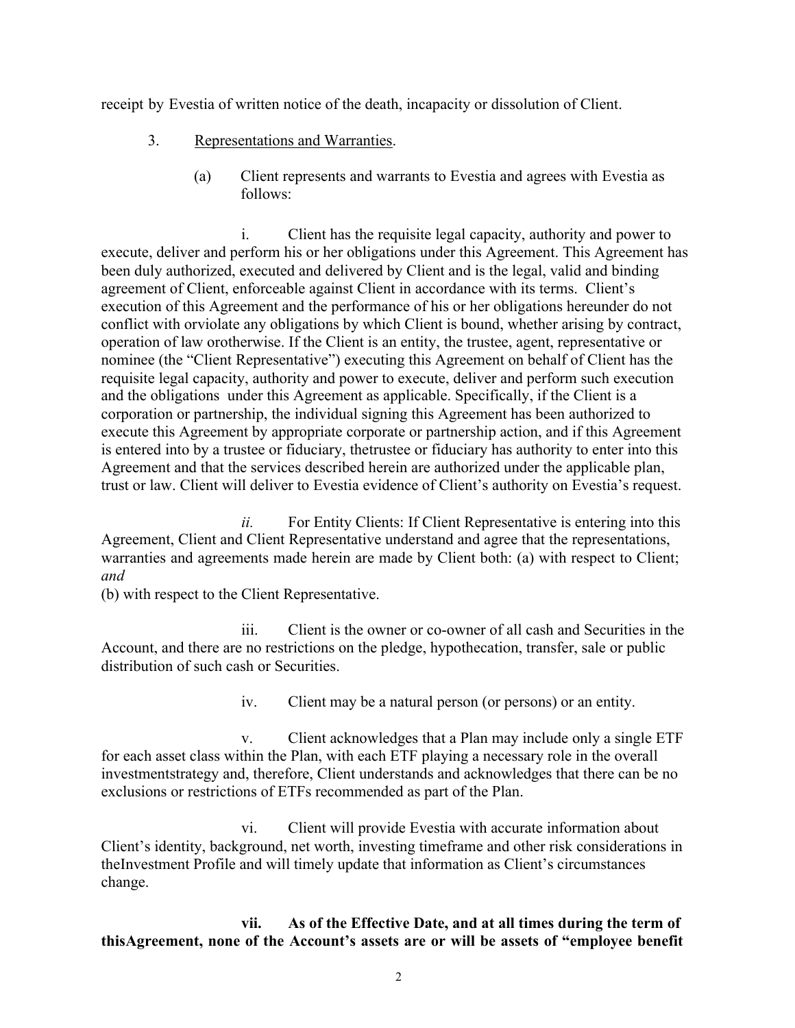receipt by Evestia of written notice of the death, incapacity or dissolution of Client.

3. Representations and Warranties.

(a) Client represents and warrants to Evestia and agrees with Evestia as follows:

i. Client has the requisite legal capacity, authority and power to execute, deliver and perform his or her obligations under this Agreement. This Agreement has been duly authorized, executed and delivered by Client and is the legal, valid and binding agreement of Client, enforceable against Client in accordance with its terms. Client's execution of this Agreement and the performance of his or her obligations hereunder do not conflict with orviolate any obligations by which Client is bound, whether arising by contract, operation of law orotherwise. If the Client is an entity, the trustee, agent, representative or nominee (the "Client Representative") executing this Agreement on behalf of Client has the requisite legal capacity, authority and power to execute, deliver and perform such execution and the obligations under this Agreement as applicable. Specifically, if the Client is a corporation or partnership, the individual signing this Agreement has been authorized to execute this Agreement by appropriate corporate or partnership action, and if this Agreement is entered into by a trustee or fiduciary, thetrustee or fiduciary has authority to enter into this Agreement and that the services described herein are authorized under the applicable plan, trust or law. Client will deliver to Evestia evidence of Client's authority on Evestia's request.

*ii.* For Entity Clients: If Client Representative is entering into this Agreement, Client and Client Representative understand and agree that the representations, warranties and agreements made herein are made by Client both: (a) with respect to Client; *and*
(b) with respect to the Client Representative.

iii. Client is the owner or co-owner of all cash and Securities in the Account, and there are no restrictions on the pledge, hypothecation, transfer, sale or public distribution of such cash or Securities.

iv. Client may be a natural person (or persons) or an entity.

v. Client acknowledges that a Plan may include only a single ETF for each asset class within the Plan, with each ETF playing a necessary role in the overall investmentstrategy and, therefore, Client understands and acknowledges that there can be no exclusions or restrictions of ETFs recommended as part of the Plan.

vi. Client will provide Evestia with accurate information about Client's identity, background, net worth, investing timeframe and other risk considerations in theInvestment Profile and will timely update that information as Client's circumstances change.

**vii. As of the Effective Date, and at all times during the term of thisAgreement, none of the Account's assets are or will be assets of "employee benefit**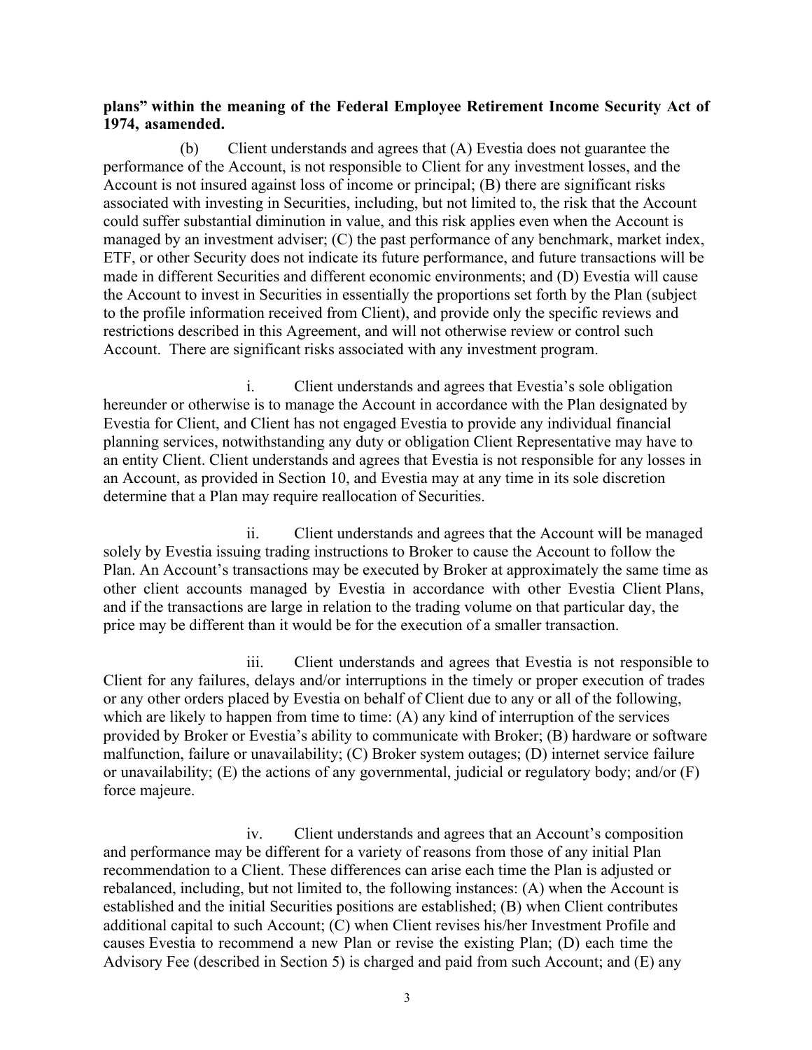**plans" within the meaning of the Federal Employee Retirement Income Security Act of 1974, asamended.**

(b) Client understands and agrees that (A) Evestia does not guarantee the performance of the Account, is not responsible to Client for any investment losses, and the Account is not insured against loss of income or principal; (B) there are significant risks associated with investing in Securities, including, but not limited to, the risk that the Account could suffer substantial diminution in value, and this risk applies even when the Account is managed by an investment adviser; (C) the past performance of any benchmark, market index, ETF, or other Security does not indicate its future performance, and future transactions will be made in different Securities and different economic environments; and (D) Evestia will cause the Account to invest in Securities in essentially the proportions set forth by the Plan (subject to the profile information received from Client), and provide only the specific reviews and restrictions described in this Agreement, and will not otherwise review or control such Account. There are significant risks associated with any investment program.

i. Client understands and agrees that Evestia's sole obligation hereunder or otherwise is to manage the Account in accordance with the Plan designated by Evestia for Client, and Client has not engaged Evestia to provide any individual financial planning services, notwithstanding any duty or obligation Client Representative may have to an entity Client. Client understands and agrees that Evestia is not responsible for any losses in an Account, as provided in Section 10, and Evestia may at any time in its sole discretion determine that a Plan may require reallocation of Securities.

ii. Client understands and agrees that the Account will be managed solely by Evestia issuing trading instructions to Broker to cause the Account to follow the Plan. An Account's transactions may be executed by Broker at approximately the same time as other client accounts managed by Evestia in accordance with other Evestia Client Plans, and if the transactions are large in relation to the trading volume on that particular day, the price may be different than it would be for the execution of a smaller transaction.

iii. Client understands and agrees that Evestia is not responsible to Client for any failures, delays and/or interruptions in the timely or proper execution of trades or any other orders placed by Evestia on behalf of Client due to any or all of the following, which are likely to happen from time to time: (A) any kind of interruption of the services provided by Broker or Evestia's ability to communicate with Broker; (B) hardware or software malfunction, failure or unavailability; (C) Broker system outages; (D) internet service failure or unavailability; (E) the actions of any governmental, judicial or regulatory body; and/or (F) force majeure.

iv. Client understands and agrees that an Account's composition and performance may be different for a variety of reasons from those of any initial Plan recommendation to a Client. These differences can arise each time the Plan is adjusted or rebalanced, including, but not limited to, the following instances: (A) when the Account is established and the initial Securities positions are established; (B) when Client contributes additional capital to such Account; (C) when Client revises his/her Investment Profile and causes Evestia to recommend a new Plan or revise the existing Plan; (D) each time the Advisory Fee (described in Section 5) is charged and paid from such Account; and (E) any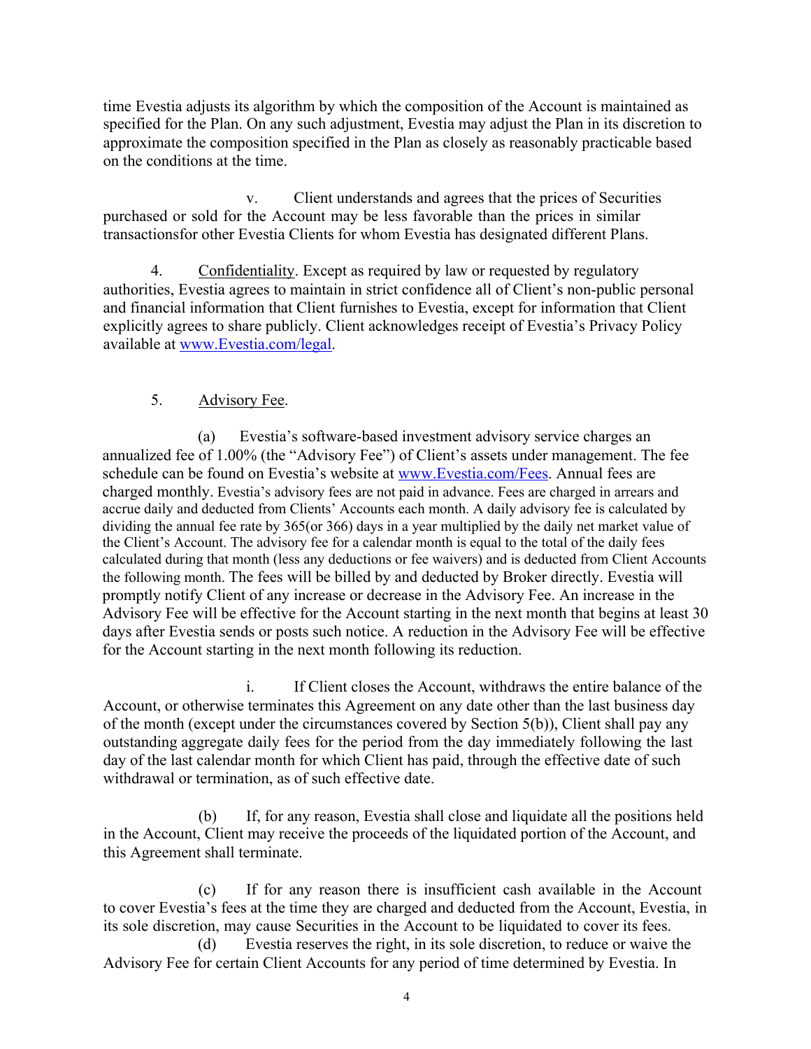time Evestia adjusts its algorithm by which the composition of the Account is maintained as specified for the Plan. On any such adjustment, Evestia may adjust the Plan in its discretion to approximate the composition specified in the Plan as closely as reasonably practicable based on the conditions at the time.

v. Client understands and agrees that the prices of Securities purchased or sold for the Account may be less favorable than the prices in similar transactionsfor other Evestia Clients for whom Evestia has designated different Plans.

4. Confidentiality. Except as required by law or requested by regulatory authorities, Evestia agrees to maintain in strict confidence all of Client's non-public personal and financial information that Client furnishes to Evestia, except for information that Client explicitly agrees to share publicly. Client acknowledges receipt of Evestia's Privacy Policy available at [www.Evestia.com/legal](www.Evestia.com/legal).

5. Advisory Fee.

(a) Evestia's software-based investment advisory service charges an annualized fee of 1.00% (the "Advisory Fee") of Client's assets under management. The fee schedule can be found on Evestia's website at [www.Evestia.com/Fees](www.Evestia.com/Fees). Annual fees are charged monthly. Evestia's advisory fees are not paid in advance. Fees are charged in arrears and accrue daily and deducted from Clients' Accounts each month. A daily advisory fee is calculated by dividing the annual fee rate by 365(or 366) days in a year multiplied by the daily net market value of the Client's Account. The advisory fee for a calendar month is equal to the total of the daily fees calculated during that month (less any deductions or fee waivers) and is deducted from Client Accounts the following month. The fees will be billed by and deducted by Broker directly. Evestia will promptly notify Client of any increase or decrease in the Advisory Fee. An increase in the Advisory Fee will be effective for the Account starting in the next month that begins at least 30 days after Evestia sends or posts such notice. A reduction in the Advisory Fee will be effective for the Account starting in the next month following its reduction.

i. If Client closes the Account, withdraws the entire balance of the Account, or otherwise terminates this Agreement on any date other than the last business day of the month (except under the circumstances covered by Section 5(b)), Client shall pay any outstanding aggregate daily fees for the period from the day immediately following the last day of the last calendar month for which Client has paid, through the effective date of such withdrawal or termination, as of such effective date.

(b) If, for any reason, Evestia shall close and liquidate all the positions held in the Account, Client may receive the proceeds of the liquidated portion of the Account, and this Agreement shall terminate.

(c) If for any reason there is insufficient cash available in the Account to cover Evestia's fees at the time they are charged and deducted from the Account, Evestia, in its sole discretion, may cause Securities in the Account to be liquidated to cover its fees.

(d) Evestia reserves the right, in its sole discretion, to reduce or waive the Advisory Fee for certain Client Accounts for any period of time determined by Evestia. In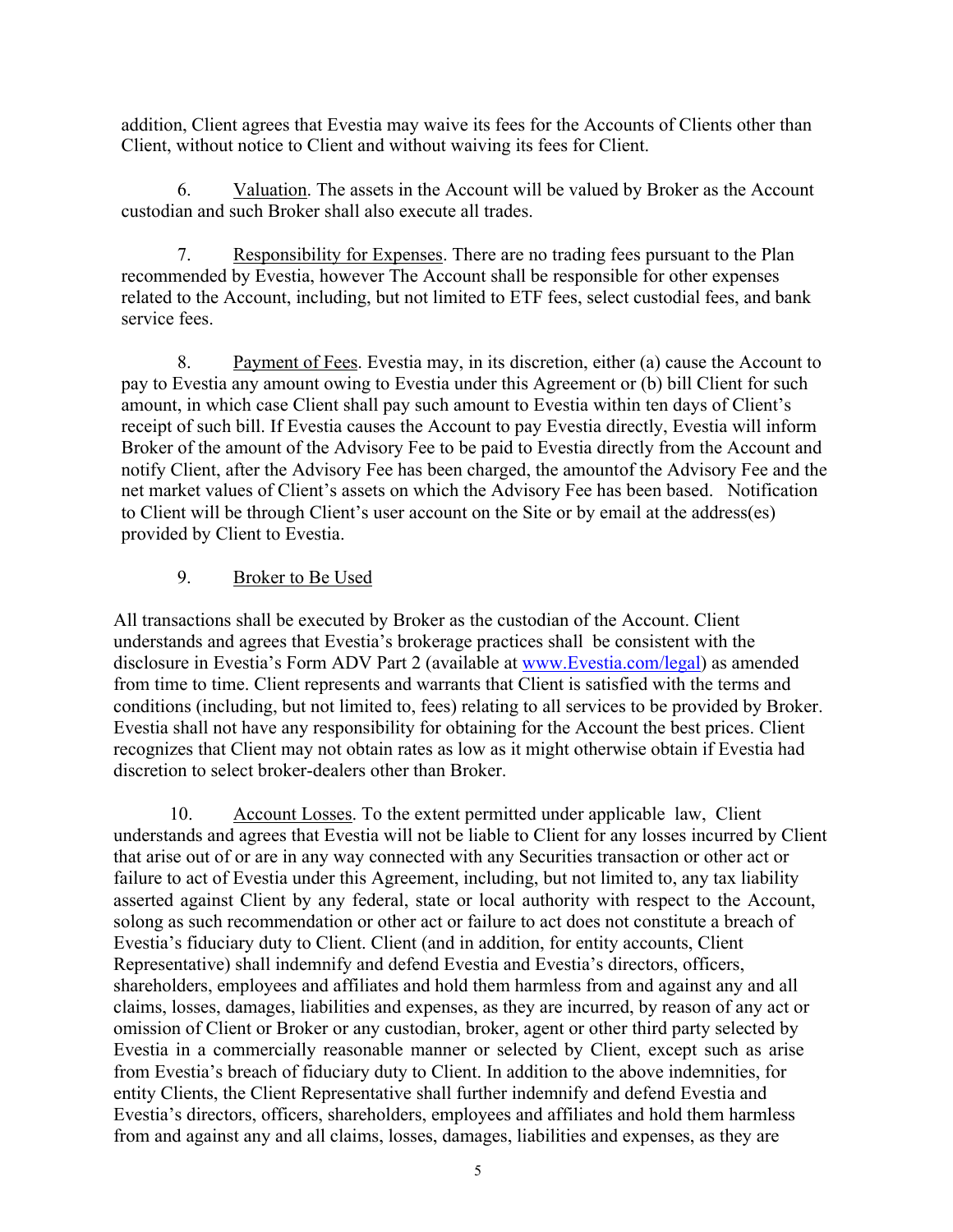addition, Client agrees that Evestia may waive its fees for the Accounts of Clients other than Client, without notice to Client and without waiving its fees for Client.

6. Valuation. The assets in the Account will be valued by Broker as the Account custodian and such Broker shall also execute all trades.

7. Responsibility for Expenses. There are no trading fees pursuant to the Plan recommended by Evestia, however The Account shall be responsible for other expenses related to the Account, including, but not limited to ETF fees, select custodial fees, and bank service fees.

8. Payment of Fees. Evestia may, in its discretion, either (a) cause the Account to pay to Evestia any amount owing to Evestia under this Agreement or (b) bill Client for such amount, in which case Client shall pay such amount to Evestia within ten days of Client's receipt of such bill. If Evestia causes the Account to pay Evestia directly, Evestia will inform Broker of the amount of the Advisory Fee to be paid to Evestia directly from the Account and notify Client, after the Advisory Fee has been charged, the amountof the Advisory Fee and the net market values of Client's assets on which the Advisory Fee has been based. Notification to Client will be through Client's user account on the Site or by email at the address(es) provided by Client to Evestia.

9. Broker to Be Used

All transactions shall be executed by Broker as the custodian of the Account. Client understands and agrees that Evestia's brokerage practices shall be consistent with the disclosure in Evestia's Form ADV Part 2 (available at www.Evestia.com/legal) as amended from time to time. Client represents and warrants that Client is satisfied with the terms and conditions (including, but not limited to, fees) relating to all services to be provided by Broker. Evestia shall not have any responsibility for obtaining for the Account the best prices. Client recognizes that Client may not obtain rates as low as it might otherwise obtain if Evestia had discretion to select broker-dealers other than Broker.

10. Account Losses. To the extent permitted under applicable law, Client understands and agrees that Evestia will not be liable to Client for any losses incurred by Client that arise out of or are in any way connected with any Securities transaction or other act or failure to act of Evestia under this Agreement, including, but not limited to, any tax liability asserted against Client by any federal, state or local authority with respect to the Account, solong as such recommendation or other act or failure to act does not constitute a breach of Evestia's fiduciary duty to Client. Client (and in addition, for entity accounts, Client Representative) shall indemnify and defend Evestia and Evestia's directors, officers, shareholders, employees and affiliates and hold them harmless from and against any and all claims, losses, damages, liabilities and expenses, as they are incurred, by reason of any act or omission of Client or Broker or any custodian, broker, agent or other third party selected by Evestia in a commercially reasonable manner or selected by Client, except such as arise from Evestia's breach of fiduciary duty to Client. In addition to the above indemnities, for entity Clients, the Client Representative shall further indemnify and defend Evestia and Evestia's directors, officers, shareholders, employees and affiliates and hold them harmless from and against any and all claims, losses, damages, liabilities and expenses, as they are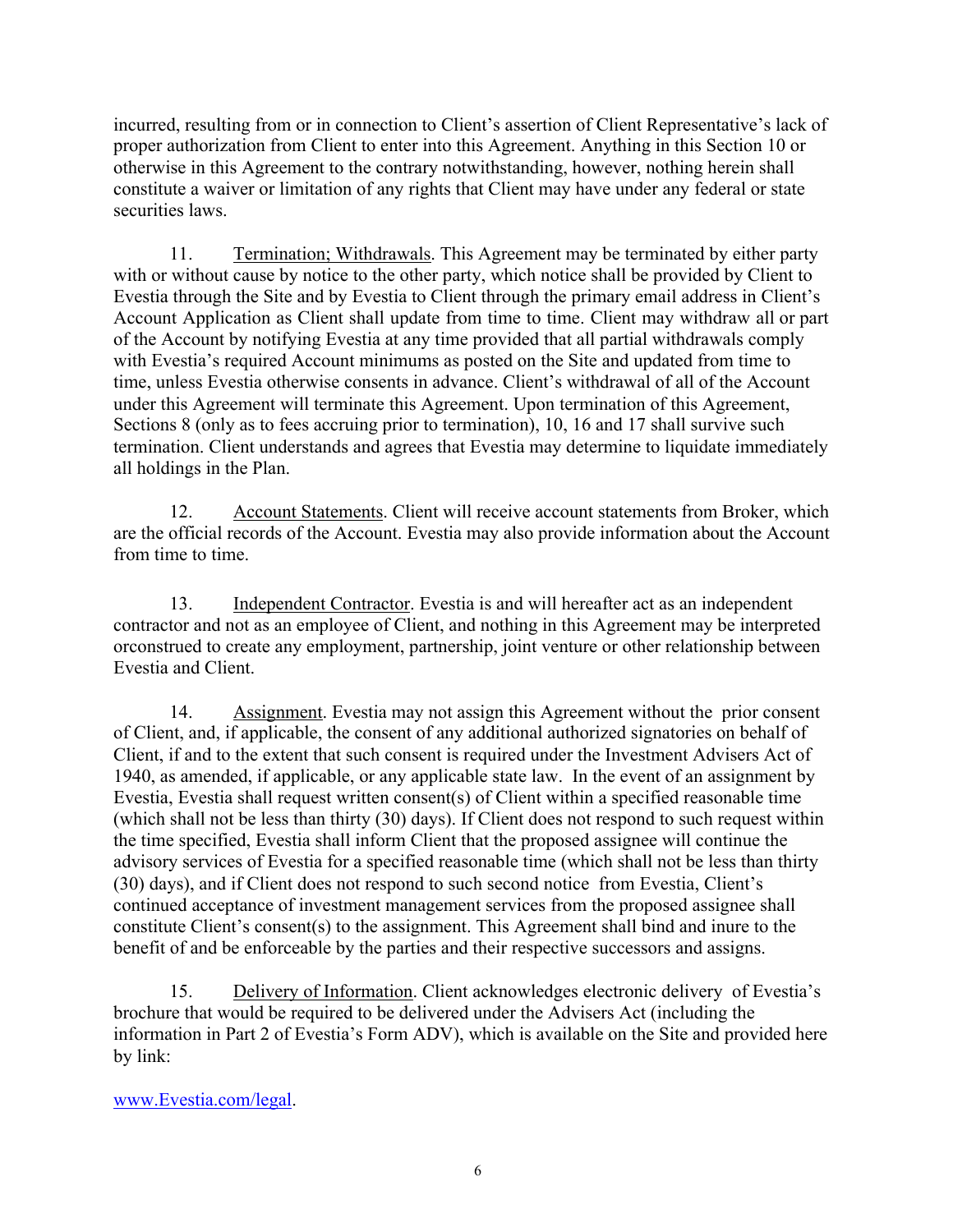incurred, resulting from or in connection to Client's assertion of Client Representative's lack of proper authorization from Client to enter into this Agreement. Anything in this Section 10 or otherwise in this Agreement to the contrary notwithstanding, however, nothing herein shall constitute a waiver or limitation of any rights that Client may have under any federal or state securities laws.

11. Termination; Withdrawals. This Agreement may be terminated by either party with or without cause by notice to the other party, which notice shall be provided by Client to Evestia through the Site and by Evestia to Client through the primary email address in Client's Account Application as Client shall update from time to time. Client may withdraw all or part of the Account by notifying Evestia at any time provided that all partial withdrawals comply with Evestia's required Account minimums as posted on the Site and updated from time to time, unless Evestia otherwise consents in advance. Client's withdrawal of all of the Account under this Agreement will terminate this Agreement. Upon termination of this Agreement, Sections 8 (only as to fees accruing prior to termination), 10, 16 and 17 shall survive such termination. Client understands and agrees that Evestia may determine to liquidate immediately all holdings in the Plan.

12. Account Statements. Client will receive account statements from Broker, which are the official records of the Account. Evestia may also provide information about the Account from time to time.

13. Independent Contractor. Evestia is and will hereafter act as an independent contractor and not as an employee of Client, and nothing in this Agreement may be interpreted orconstrued to create any employment, partnership, joint venture or other relationship between Evestia and Client.

14. Assignment. Evestia may not assign this Agreement without the prior consent of Client, and, if applicable, the consent of any additional authorized signatories on behalf of Client, if and to the extent that such consent is required under the Investment Advisers Act of 1940, as amended, if applicable, or any applicable state law. In the event of an assignment by Evestia, Evestia shall request written consent(s) of Client within a specified reasonable time (which shall not be less than thirty (30) days). If Client does not respond to such request within the time specified, Evestia shall inform Client that the proposed assignee will continue the advisory services of Evestia for a specified reasonable time (which shall not be less than thirty (30) days), and if Client does not respond to such second notice from Evestia, Client's continued acceptance of investment management services from the proposed assignee shall constitute Client's consent(s) to the assignment. This Agreement shall bind and inure to the benefit of and be enforceable by the parties and their respective successors and assigns.

15. Delivery of Information. Client acknowledges electronic delivery of Evestia's brochure that would be required to be delivered under the Advisers Act (including the information in Part 2 of Evestia's Form ADV), which is available on the Site and provided here by link:

www.Evestia.com/legal.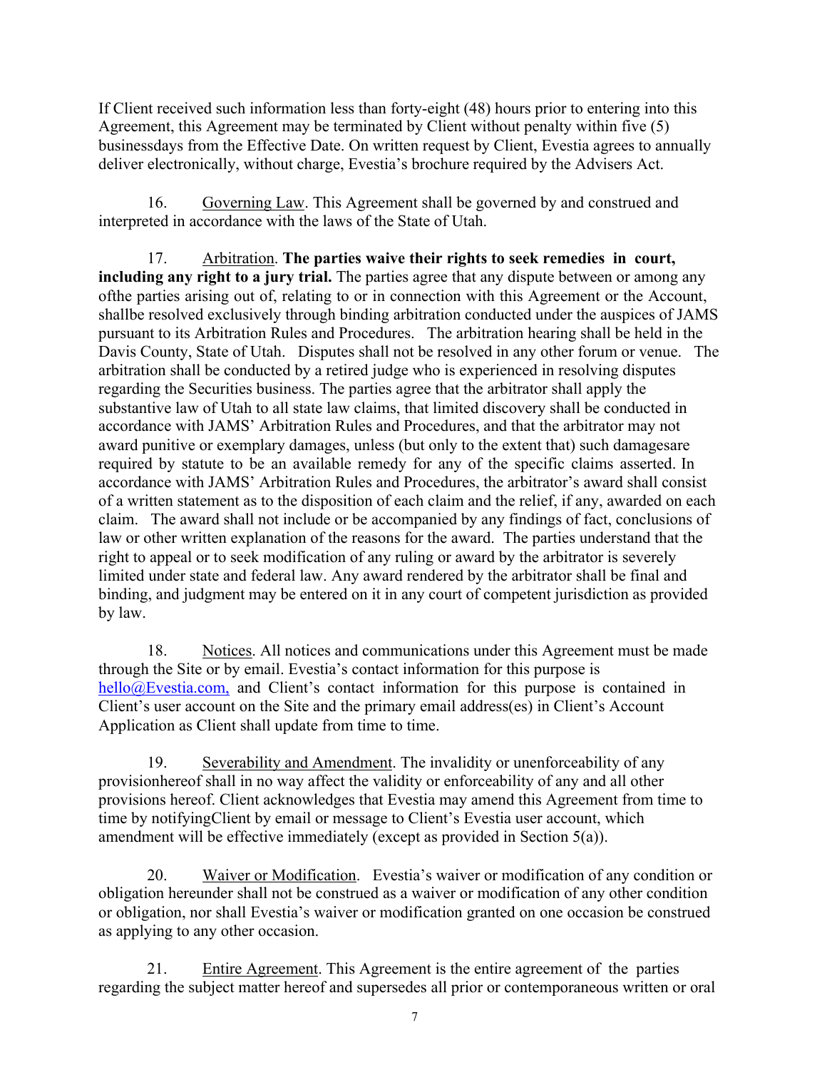If Client received such information less than forty-eight (48) hours prior to entering into this Agreement, this Agreement may be terminated by Client without penalty within five (5) businessdays from the Effective Date. On written request by Client, Evestia agrees to annually deliver electronically, without charge, Evestia's brochure required by the Advisers Act.

16. Governing Law. This Agreement shall be governed by and construed and interpreted in accordance with the laws of the State of Utah.

17. Arbitration. **The parties waive their rights to seek remedies in court, including any right to a jury trial.** The parties agree that any dispute between or among any ofthe parties arising out of, relating to or in connection with this Agreement or the Account, shallbe resolved exclusively through binding arbitration conducted under the auspices of JAMS pursuant to its Arbitration Rules and Procedures. The arbitration hearing shall be held in the Davis County, State of Utah. Disputes shall not be resolved in any other forum or venue. The arbitration shall be conducted by a retired judge who is experienced in resolving disputes regarding the Securities business. The parties agree that the arbitrator shall apply the substantive law of Utah to all state law claims, that limited discovery shall be conducted in accordance with JAMS' Arbitration Rules and Procedures, and that the arbitrator may not award punitive or exemplary damages, unless (but only to the extent that) such damagesare required by statute to be an available remedy for any of the specific claims asserted. In accordance with JAMS' Arbitration Rules and Procedures, the arbitrator's award shall consist of a written statement as to the disposition of each claim and the relief, if any, awarded on each claim. The award shall not include or be accompanied by any findings of fact, conclusions of law or other written explanation of the reasons for the award. The parties understand that the right to appeal or to seek modification of any ruling or award by the arbitrator is severely limited under state and federal law. Any award rendered by the arbitrator shall be final and binding, and judgment may be entered on it in any court of competent jurisdiction as provided by law.

18. Notices. All notices and communications under this Agreement must be made through the Site or by email. Evestia's contact information for this purpose is hello@Evestia.com, and Client's contact information for this purpose is contained in Client's user account on the Site and the primary email address(es) in Client's Account Application as Client shall update from time to time.

19. Severability and Amendment. The invalidity or unenforceability of any provisionhereof shall in no way affect the validity or enforceability of any and all other provisions hereof. Client acknowledges that Evestia may amend this Agreement from time to time by notifyingClient by email or message to Client's Evestia user account, which amendment will be effective immediately (except as provided in Section 5(a)).

20. Waiver or Modification. Evestia's waiver or modification of any condition or obligation hereunder shall not be construed as a waiver or modification of any other condition or obligation, nor shall Evestia's waiver or modification granted on one occasion be construed as applying to any other occasion.

21. Entire Agreement. This Agreement is the entire agreement of the parties regarding the subject matter hereof and supersedes all prior or contemporaneous written or oral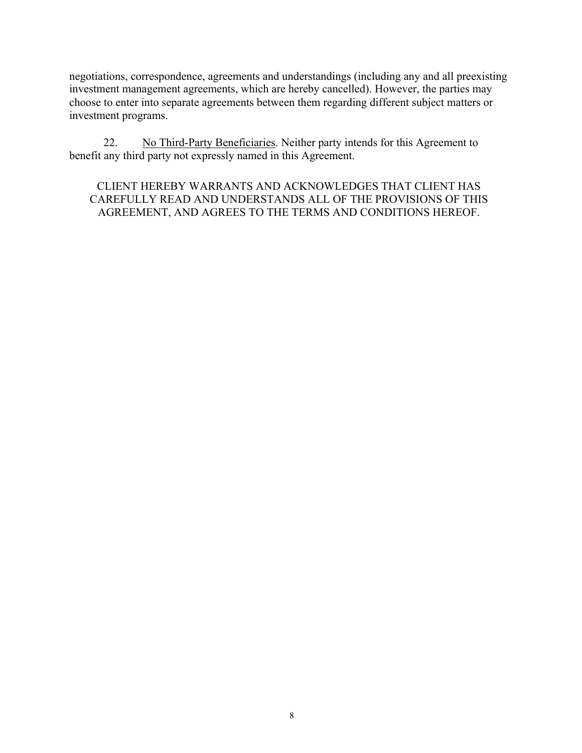negotiations, correspondence, agreements and understandings (including any and all preexisting investment management agreements, which are hereby cancelled). However, the parties may choose to enter into separate agreements between them regarding different subject matters or investment programs.

22. <u>No Third-Party Beneficiaries</u>. Neither party intends for this Agreement to benefit any third party not expressly named in this Agreement.

CLIENT HEREBY WARRANTS AND ACKNOWLEDGES THAT CLIENT HAS CAREFULLY READ AND UNDERSTANDS ALL OF THE PROVISIONS OF THIS AGREEMENT, AND AGREES TO THE TERMS AND CONDITIONS HEREOF.